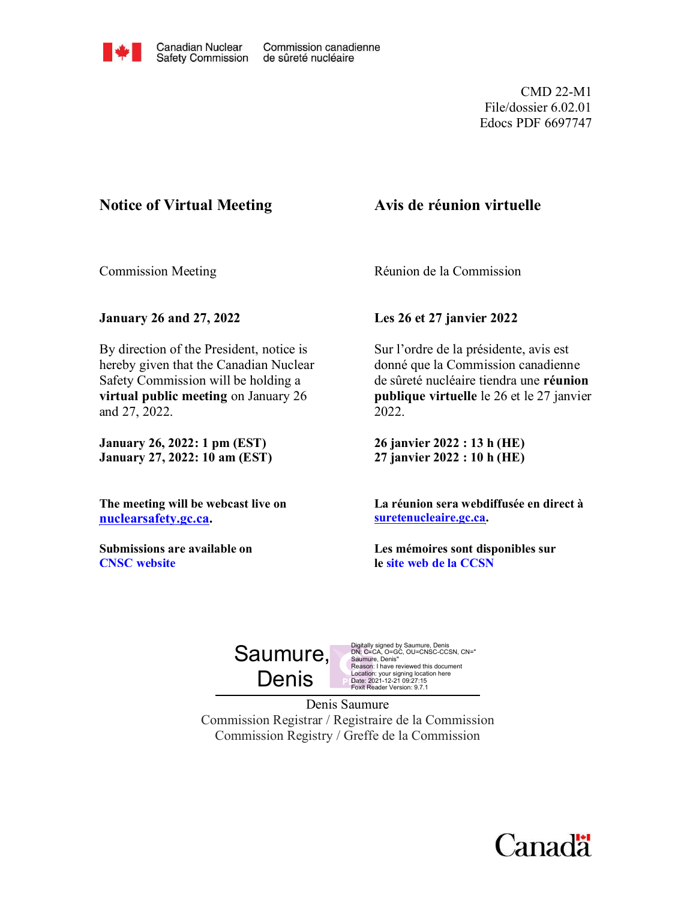Canadian Nuclear Safety Commission / Commission canadienne de sûreté nucléaire

CMD 22-M1
File/dossier 6.02.01
Edocs PDF 6697747

# Notice of Virtual Meeting

Commission Meeting

**January 26 and 27, 2022**

By direction of the President, notice is hereby given that the Canadian Nuclear Safety Commission will be holding a **virtual public meeting** on January 26 and 27, 2022.

**January 26, 2022: 1 pm (EST)**
**January 27, 2022: 10 am (EST)**

**The meeting will be webcast live on nuclearsafety.gc.ca.**

**Submissions are available on CNSC website**

# Avis de réunion virtuelle

Réunion de la Commission

**Les 26 et 27 janvier 2022**

Sur l'ordre de la présidente, avis est donné que la Commission canadienne de sûreté nucléaire tiendra une **réunion publique virtuelle** le 26 et le 27 janvier 2022.

**26 janvier 2022 : 13 h (HE)**
**27 janvier 2022 : 10 h (HE)**

**La réunion sera webdiffusée en direct à suretenucleaire.gc.ca.**

**Les mémoires sont disponibles sur le site web de la CCSN**

Saumure, Denis

Digitally signed by Saumure, Denis
DN: C=CA, O=GC, OU=CNSC-CCSN, CN="Saumure, Denis"
Reason: I have reviewed this document
Location: your signing location here
Date: 2021-12-21 09:27:15
Foxit Reader Version: 9.7.1

Denis Saumure
Commission Registrar / Registraire de la Commission
Commission Registry / Greffe de la Commission

Canada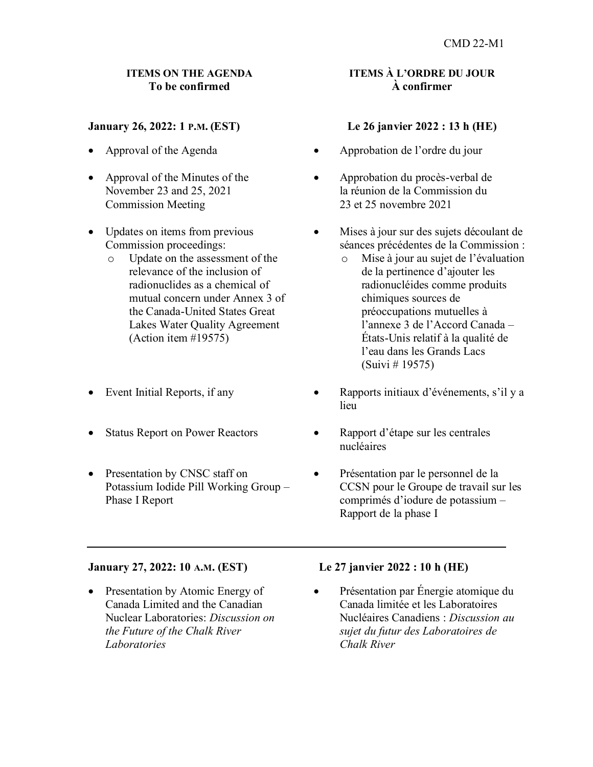CMD 22-M1

**ITEMS ON THE AGENDA**
**To be confirmed**

**January 26, 2022: 1 P.M. (EST)**

- Approval of the Agenda
- Approval of the Minutes of the November 23 and 25, 2021 Commission Meeting
- Updates on items from previous Commission proceedings:
    - Update on the assessment of the relevance of the inclusion of radionuclides as a chemical of mutual concern under Annex 3 of the Canada-United States Great Lakes Water Quality Agreement (Action item #19575)
- Event Initial Reports, if any
- Status Report on Power Reactors
- Presentation by CNSC staff on Potassium Iodide Pill Working Group – Phase I Report

---

**January 27, 2022: 10 A.M. (EST)**

- Presentation by Atomic Energy of Canada Limited and the Canadian Nuclear Laboratories: *Discussion on the Future of the Chalk River Laboratories*

**ITEMS À L'ORDRE DU JOUR**
**À confirmer**

**Le 26 janvier 2022 : 13 h (HE)**

- Approbation de l'ordre du jour
- Approbation du procès-verbal de la réunion de la Commission du 23 et 25 novembre 2021
- Mises à jour sur des sujets découlant de séances précédentes de la Commission :
    - Mise à jour au sujet de l'évaluation de la pertinence d'ajouter les radionucléides comme produits chimiques sources de préoccupations mutuelles à l'annexe 3 de l'Accord Canada – États-Unis relatif à la qualité de l'eau dans les Grands Lacs (Suivi # 19575)
- Rapports initiaux d'événements, s'il y a lieu
- Rapport d'étape sur les centrales nucléaires
- Présentation par le personnel de la CCSN pour le Groupe de travail sur les comprimés d'iodure de potassium – Rapport de la phase I

---

**Le 27 janvier 2022 : 10 h (HE)**

- Présentation par Énergie atomique du Canada limitée et les Laboratoires Nucléaires Canadiens : *Discussion au sujet du futur des Laboratoires de Chalk River*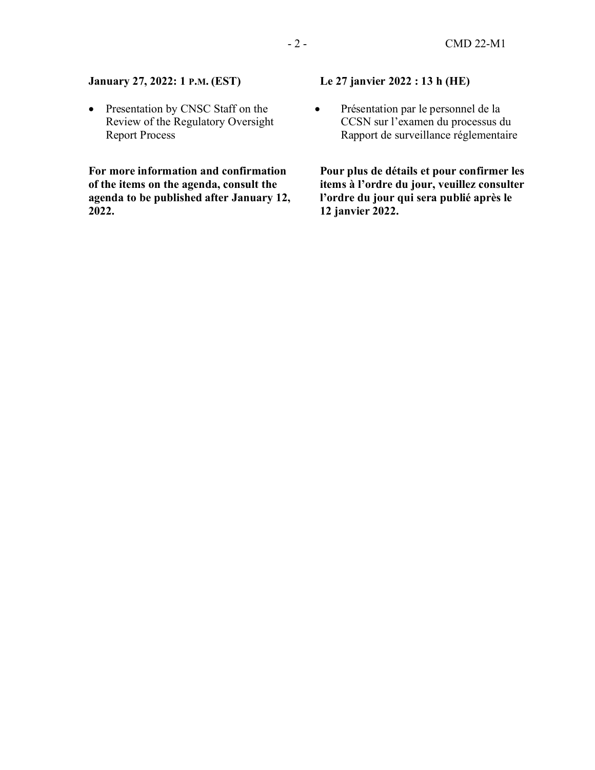**January 27, 2022: 1 P.M. (EST)**

- Presentation by CNSC Staff on the Review of the Regulatory Oversight Report Process

**For more information and confirmation of the items on the agenda, consult the agenda to be published after January 12, 2022.**

**Le 27 janvier 2022 : 13 h (HE)**

- Présentation par le personnel de la CCSN sur l'examen du processus du Rapport de surveillance réglementaire

**Pour plus de détails et pour confirmer les items à l'ordre du jour, veuillez consulter l'ordre du jour qui sera publié après le 12 janvier 2022.**